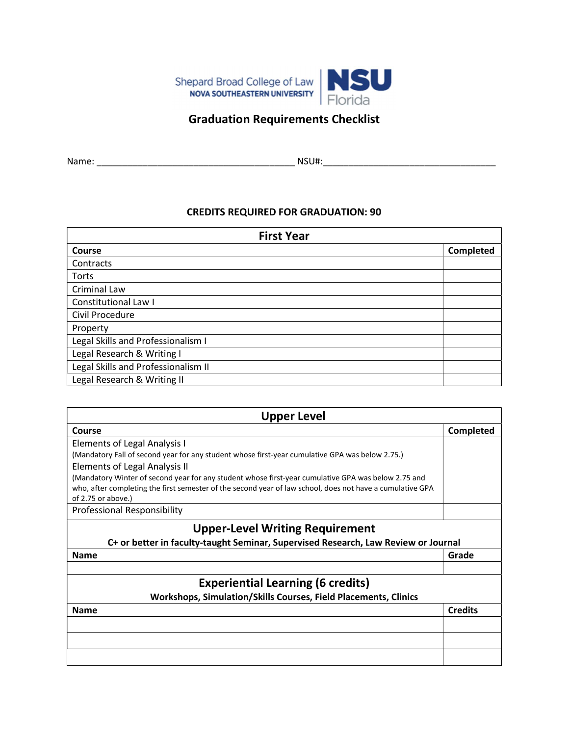Shepard Broad College of Law
NOVA SOUTHEASTERN UNIVERSITY | NSU Florida

# Graduation Requirements Checklist

Name: ______________________________________ NSU#: __________________________________

## CREDITS REQUIRED FOR GRADUATION: 90

| First Year | |
|---|---|
| **Course** | **Completed** |
| Contracts | |
| Torts | |
| Criminal Law | |
| Constitutional Law I | |
| Civil Procedure | |
| Property | |
| Legal Skills and Professionalism I | |
| Legal Research & Writing I | |
| Legal Skills and Professionalism II | |
| Legal Research & Writing II | |

| Upper Level | |
|---|---|
| **Course** | **Completed** |
| Elements of Legal Analysis I (Mandatory Fall of second year for any student whose first-year cumulative GPA was below 2.75.) | |
| Elements of Legal Analysis II (Mandatory Winter of second year for any student whose first-year cumulative GPA was below 2.75 and who, after completing the first semester of the second year of law school, does not have a cumulative GPA of 2.75 or above.) | |
| Professional Responsibility | |
| **Upper-Level Writing Requirement** — **C+ or better in faculty-taught Seminar, Supervised Research, Law Review or Journal** | |
| **Name** | **Grade** |
| | |
| **Experiential Learning (6 credits)** — **Workshops, Simulation/Skills Courses, Field Placements, Clinics** | |
| **Name** | **Credits** |
| | |
| | |
| | |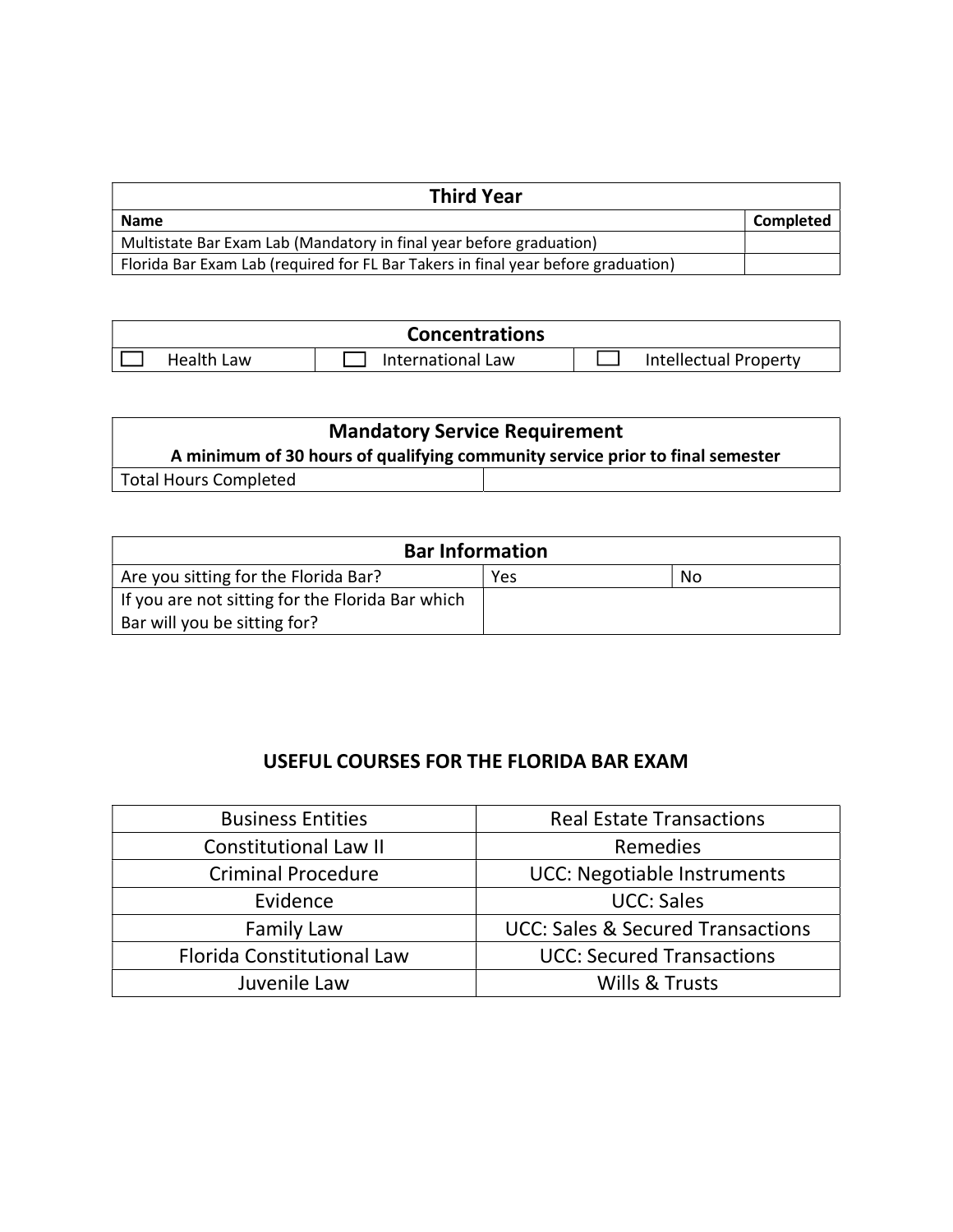| Third Year | |
|---|---|
| **Name** | **Completed** |
| Multistate Bar Exam Lab (Mandatory in final year before graduation) | |
| Florida Bar Exam Lab (required for FL Bar Takers in final year before graduation) | |

| Concentrations | | |
|---|---|---|
| ☐ Health Law | ☐ International Law | ☐ Intellectual Property |

| Mandatory Service Requirement<br>**A minimum of 30 hours of qualifying community service prior to final semester** | |
|---|---|
| Total Hours Completed | |

| Bar Information | | |
|---|---|---|
| Are you sitting for the Florida Bar? | Yes | No |
| If you are not sitting for the Florida Bar which Bar will you be sitting for? | | |

## USEFUL COURSES FOR THE FLORIDA BAR EXAM

| | |
|---|---|
| Business Entities | Real Estate Transactions |
| Constitutional Law II | Remedies |
| Criminal Procedure | UCC: Negotiable Instruments |
| Evidence | UCC: Sales |
| Family Law | UCC: Sales & Secured Transactions |
| Florida Constitutional Law | UCC: Secured Transactions |
| Juvenile Law | Wills & Trusts |